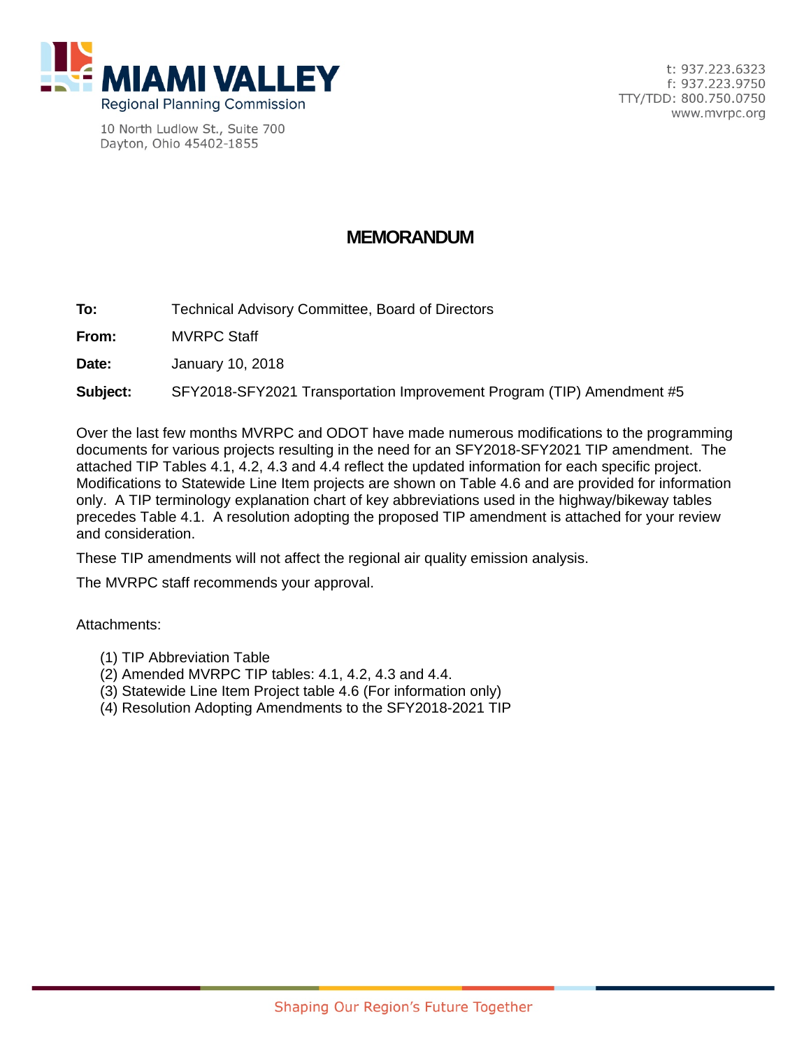**MIAMI VALLEY**
Regional Planning Commission

10 North Ludlow St., Suite 700
Dayton, Ohio 45402-1855

t: 937.223.6323
f: 937.223.9750
TTY/TDD: 800.750.0750
www.mvrpc.org

# MEMORANDUM

**To:** Technical Advisory Committee, Board of Directors

**From:** MVRPC Staff

**Date:** January 10, 2018

**Subject:** SFY2018-SFY2021 Transportation Improvement Program (TIP) Amendment #5

Over the last few months MVRPC and ODOT have made numerous modifications to the programming documents for various projects resulting in the need for an SFY2018-SFY2021 TIP amendment. The attached TIP Tables 4.1, 4.2, 4.3 and 4.4 reflect the updated information for each specific project. Modifications to Statewide Line Item projects are shown on Table 4.6 and are provided for information only. A TIP terminology explanation chart of key abbreviations used in the highway/bikeway tables precedes Table 4.1. A resolution adopting the proposed TIP amendment is attached for your review and consideration.

These TIP amendments will not affect the regional air quality emission analysis.

The MVRPC staff recommends your approval.

Attachments:

(1) TIP Abbreviation Table
(2) Amended MVRPC TIP tables: 4.1, 4.2, 4.3 and 4.4.
(3) Statewide Line Item Project table 4.6 (For information only)
(4) Resolution Adopting Amendments to the SFY2018-2021 TIP

Shaping Our Region's Future Together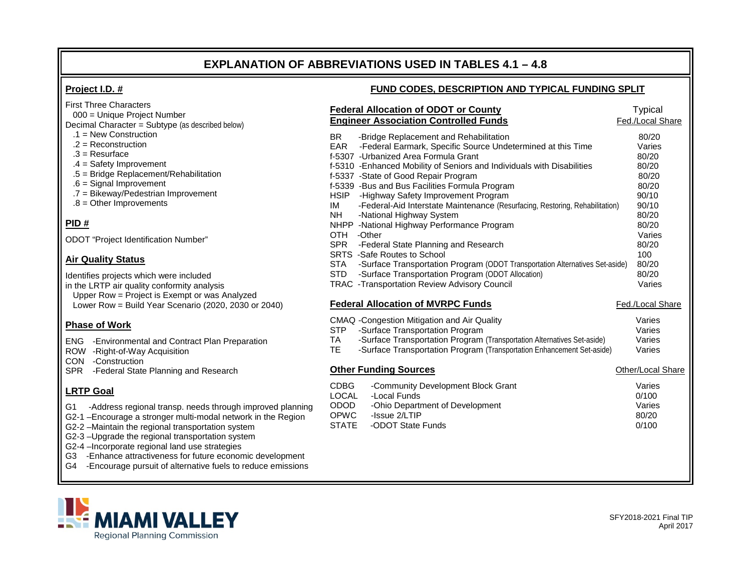# EXPLANATION OF ABBREVIATIONS USED IN TABLES 4.1 – 4.8

## Project I.D. #

First Three Characters
- 000 = Unique Project Number

Decimal Character = Subtype (as described below)
- .1 = New Construction
- .2 = Reconstruction
- .3 = Resurface
- .4 = Safety Improvement
- .5 = Bridge Replacement/Rehabilitation
- .6 = Signal Improvement
- .7 = Bikeway/Pedestrian Improvement
- .8 = Other Improvements

## PID #

ODOT "Project Identification Number"

## Air Quality Status

Identifies projects which were included in the LRTP air quality conformity analysis
- Upper Row = Project is Exempt or was Analyzed
- Lower Row = Build Year Scenario (2020, 2030 or 2040)

## Phase of Work

- ENG -Environmental and Contract Plan Preparation
- ROW -Right-of-Way Acquisition
- CON -Construction
- SPR -Federal State Planning and Research

## LRTP Goal

- G1 -Address regional transp. needs through improved planning
- G2-1 –Encourage a stronger multi-modal network in the Region
- G2-2 –Maintain the regional transportation system
- G2-3 –Upgrade the regional transportation system
- G2-4 –Incorporate regional land use strategies
- G3 -Enhance attractiveness for future economic development
- G4 -Encourage pursuit of alternative fuels to reduce emissions

## FUND CODES, DESCRIPTION AND TYPICAL FUNDING SPLIT

| Federal Allocation of ODOT or County Engineer Association Controlled Funds | | Typical Fed./Local Share |
|---|---|---|
| BR | -Bridge Replacement and Rehabilitation | 80/20 |
| EAR | -Federal Earmark, Specific Source Undetermined at this Time | Varies |
| f-5307 | -Urbanized Area Formula Grant | 80/20 |
| f-5310 | -Enhanced Mobility of Seniors and Individuals with Disabilities | 80/20 |
| f-5337 | -State of Good Repair Program | 80/20 |
| f-5339 | -Bus and Bus Facilities Formula Program | 80/20 |
| HSIP | -Highway Safety Improvement Program | 90/10 |
| IM | -Federal-Aid Interstate Maintenance (Resurfacing, Restoring, Rehabilitation) | 90/10 |
| NH | -National Highway System | 80/20 |
| NHPP | -National Highway Performance Program | 80/20 |
| OTH | -Other | Varies |
| SPR | -Federal State Planning and Research | 80/20 |
| SRTS | -Safe Routes to School | 100 |
| STA | -Surface Transportation Program (ODOT Transportation Alternatives Set-aside) | 80/20 |
| STD | -Surface Transportation Program (ODOT Allocation) | 80/20 |
| TRAC | -Transportation Review Advisory Council | Varies |

| Federal Allocation of MVRPC Funds | | Fed./Local Share |
|---|---|---|
| CMAQ | -Congestion Mitigation and Air Quality | Varies |
| STP | -Surface Transportation Program | Varies |
| TA | -Surface Transportation Program (Transportation Alternatives Set-aside) | Varies |
| TE | -Surface Transportation Program (Transportation Enhancement Set-aside) | Varies |

| Other Funding Sources | | Other/Local Share |
|---|---|---|
| CDBG | -Community Development Block Grant | Varies |
| LOCAL | -Local Funds | 0/100 |
| ODOD | -Ohio Department of Development | Varies |
| OPWC | -Issue 2/LTIP | 80/20 |
| STATE | -ODOT State Funds | 0/100 |

MIAMI VALLEY Regional Planning Commission

SFY2018-2021 Final TIP
April 2017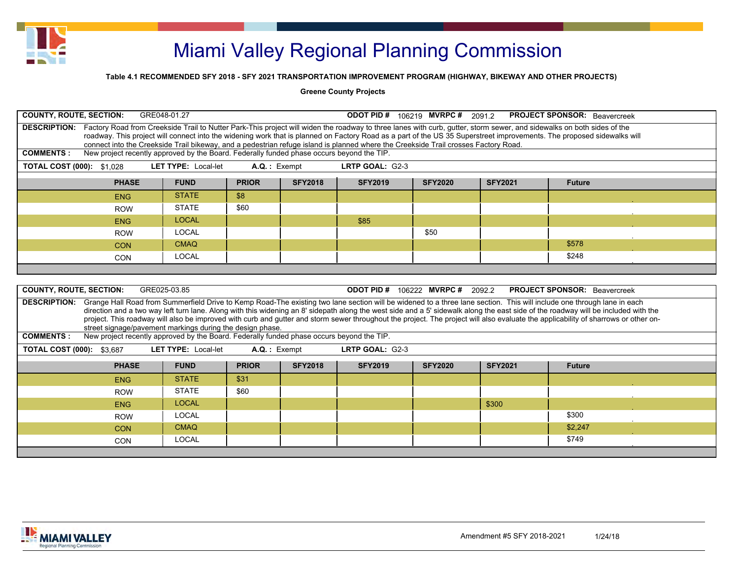# Miami Valley Regional Planning Commission

**Table 4.1 RECOMMENDED SFY 2018 - SFY 2021 TRANSPORTATION IMPROVEMENT PROGRAM (HIGHWAY, BIKEWAY AND OTHER PROJECTS)**

**Greene County Projects**

**COUNTY, ROUTE, SECTION:** GRE048-01.27 **ODOT PID #** 106219 **MVRPC #** 2091.2 **PROJECT SPONSOR:** Beavercreek

**DESCRIPTION:** Factory Road from Creekside Trail to Nutter Park-This project will widen the roadway to three lanes with curb, gutter, storm sewer, and sidewalks on both sides of the roadway. This project will connect into the widening work that is planned on Factory Road as a part of the US 35 Superstreet improvements. The proposed sidewalks will connect into the Creekside Trail bikeway, and a pedestrian refuge island is planned where the Creekside Trail crosses Factory Road.

**COMMENTS :** New project recently approved by the Board. Federally funded phase occurs beyond the TIP.

**TOTAL COST (000):** $1,028 **LET TYPE:** Local-let **A.Q. :** Exempt **LRTP GOAL:** G2-3

| PHASE | FUND | PRIOR | SFY2018 | SFY2019 | SFY2020 | SFY2021 | Future |
|---|---|---|---|---|---|---|---|
| ENG | STATE | $8 | | | | | |
| ROW | STATE | $60 | | | | | |
| ENG | LOCAL | | | $85 | | | |
| ROW | LOCAL | | | | $50 | | |
| CON | CMAQ | | | | | | $578 |
| CON | LOCAL | | | | | | $248 |

**COUNTY, ROUTE, SECTION:** GRE025-03.85 **ODOT PID #** 106222 **MVRPC #** 2092.2 **PROJECT SPONSOR:** Beavercreek

**DESCRIPTION:** Grange Hall Road from Summerfield Drive to Kemp Road-The existing two lane section will be widened to a three lane section. This will include one through lane in each direction and a two way left turn lane. Along with this widening an 8' sidepath along the west side and a 5' sidewalk along the east side of the roadway will be included with the project. This roadway will also be improved with curb and gutter and storm sewer throughout the project. The project will also evaluate the applicability of sharrows or other on-street signage/pavement markings during the design phase.

**COMMENTS :** New project recently approved by the Board. Federally funded phase occurs beyond the TIP.

**TOTAL COST (000):** $3,687 **LET TYPE:** Local-let **A.Q. :** Exempt **LRTP GOAL:** G2-3

| PHASE | FUND | PRIOR | SFY2018 | SFY2019 | SFY2020 | SFY2021 | Future |
|---|---|---|---|---|---|---|---|
| ENG | STATE | $31 | | | | | |
| ROW | STATE | $60 | | | | | |
| ENG | LOCAL | | | | | $300 | |
| ROW | LOCAL | | | | | | $300 |
| CON | CMAQ | | | | | | $2,247 |
| CON | LOCAL | | | | | | $749 |

Amendment #5 SFY 2018-2021 1/24/18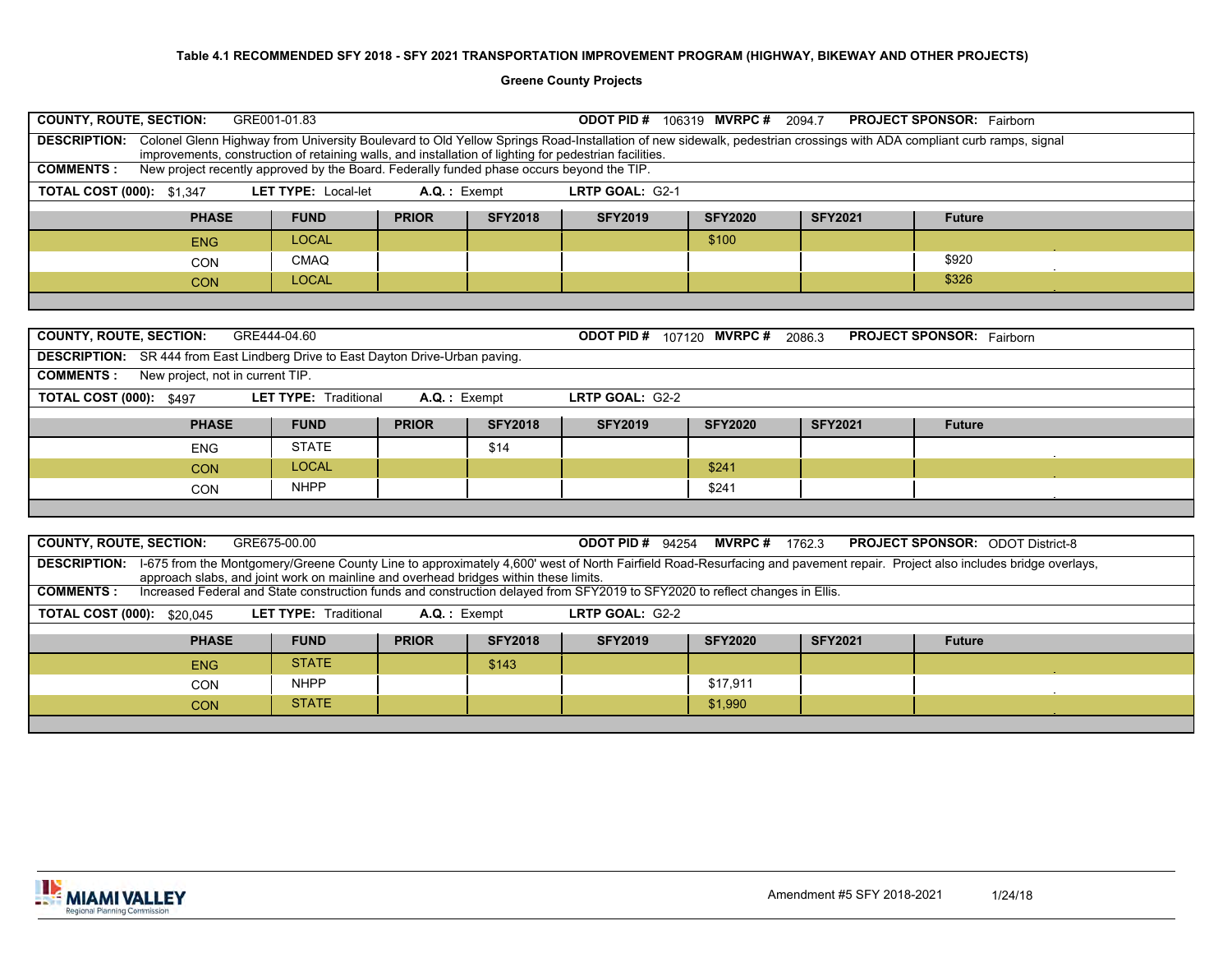**Table 4.1 RECOMMENDED SFY 2018 - SFY 2021 TRANSPORTATION IMPROVEMENT PROGRAM (HIGHWAY, BIKEWAY AND OTHER PROJECTS)**

**Greene County Projects**

**COUNTY, ROUTE, SECTION:** GRE001-01.83 **ODOT PID #** 106319 **MVRPC #** 2094.7 **PROJECT SPONSOR:** Fairborn

**DESCRIPTION:** Colonel Glenn Highway from University Boulevard to Old Yellow Springs Road-Installation of new sidewalk, pedestrian crossings with ADA compliant curb ramps, signal improvements, construction of retaining walls, and installation of lighting for pedestrian facilities.

**COMMENTS :** New project recently approved by the Board. Federally funded phase occurs beyond the TIP.

**TOTAL COST (000):** $1,347 **LET TYPE:** Local-let **A.Q. :** Exempt **LRTP GOAL:** G2-1

| PHASE | FUND | PRIOR | SFY2018 | SFY2019 | SFY2020 | SFY2021 | Future |
|---|---|---|---|---|---|---|---|
| ENG | LOCAL | | | | $100 | | |
| CON | CMAQ | | | | | | $920 |
| CON | LOCAL | | | | | | $326 |

**COUNTY, ROUTE, SECTION:** GRE444-04.60 **ODOT PID #** 107120 **MVRPC #** 2086.3 **PROJECT SPONSOR:** Fairborn

**DESCRIPTION:** SR 444 from East Lindberg Drive to East Dayton Drive-Urban paving.

**COMMENTS :** New project, not in current TIP.

**TOTAL COST (000):** $497 **LET TYPE:** Traditional **A.Q. :** Exempt **LRTP GOAL:** G2-2

| PHASE | FUND | PRIOR | SFY2018 | SFY2019 | SFY2020 | SFY2021 | Future |
|---|---|---|---|---|---|---|---|
| ENG | STATE | | $14 | | | | |
| CON | LOCAL | | | | $241 | | |
| CON | NHPP | | | | $241 | | |

**COUNTY, ROUTE, SECTION:** GRE675-00.00 **ODOT PID #** 94254 **MVRPC #** 1762.3 **PROJECT SPONSOR:** ODOT District-8

**DESCRIPTION:** I-675 from the Montgomery/Greene County Line to approximately 4,600' west of North Fairfield Road-Resurfacing and pavement repair. Project also includes bridge overlays, approach slabs, and joint work on mainline and overhead bridges within these limits.

**COMMENTS :** Increased Federal and State construction funds and construction delayed from SFY2019 to SFY2020 to reflect changes in Ellis.

**TOTAL COST (000):** $20,045 **LET TYPE:** Traditional **A.Q. :** Exempt **LRTP GOAL:** G2-2

| PHASE | FUND | PRIOR | SFY2018 | SFY2019 | SFY2020 | SFY2021 | Future |
|---|---|---|---|---|---|---|---|
| ENG | STATE | | $143 | | | | |
| CON | NHPP | | | | $17,911 | | |
| CON | STATE | | | | $1,990 | | |

Amendment #5 SFY 2018-2021 1/24/18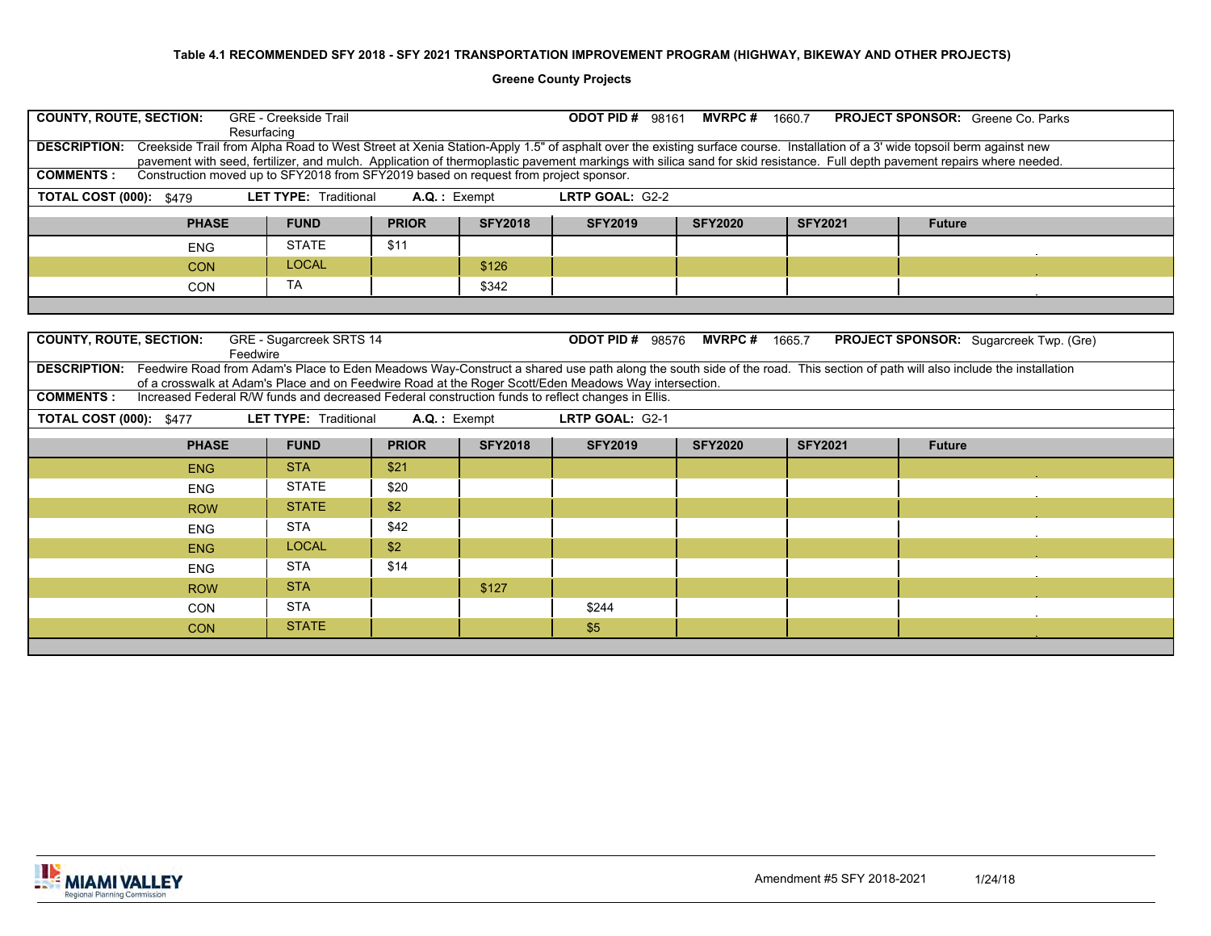**Table 4.1 RECOMMENDED SFY 2018 - SFY 2021 TRANSPORTATION IMPROVEMENT PROGRAM (HIGHWAY, BIKEWAY AND OTHER PROJECTS)**

**Greene County Projects**

**COUNTY, ROUTE, SECTION:** GRE - Creekside Trail Resurfacing
**ODOT PID #** 98161 **MVRPC #** 1660.7 **PROJECT SPONSOR:** Greene Co. Parks

**DESCRIPTION:** Creekside Trail from Alpha Road to West Street at Xenia Station-Apply 1.5" of asphalt over the existing surface course. Installation of a 3' wide topsoil berm against new pavement with seed, fertilizer, and mulch. Application of thermoplastic pavement markings with silica sand for skid resistance. Full depth pavement repairs where needed.

**COMMENTS :** Construction moved up to SFY2018 from SFY2019 based on request from project sponsor.

**TOTAL COST (000):** $479 **LET TYPE:** Traditional **A.Q. :** Exempt **LRTP GOAL:** G2-2

| PHASE | FUND | PRIOR | SFY2018 | SFY2019 | SFY2020 | SFY2021 | Future |
|---|---|---|---|---|---|---|---|
| ENG | STATE | $11 | | | | | |
| CON | LOCAL | | $126 | | | | |
| CON | TA | | $342 | | | | |

**COUNTY, ROUTE, SECTION:** GRE - Sugarcreek SRTS 14 Feedwire
**ODOT PID #** 98576 **MVRPC #** 1665.7 **PROJECT SPONSOR:** Sugarcreek Twp. (Gre)

**DESCRIPTION:** Feedwire Road from Adam's Place to Eden Meadows Way-Construct a shared use path along the south side of the road. This section of path will also include the installation of a crosswalk at Adam's Place and on Feedwire Road at the Roger Scott/Eden Meadows Way intersection.

**COMMENTS :** Increased Federal R/W funds and decreased Federal construction funds to reflect changes in Ellis.

**TOTAL COST (000):** $477 **LET TYPE:** Traditional **A.Q. :** Exempt **LRTP GOAL:** G2-1

| PHASE | FUND | PRIOR | SFY2018 | SFY2019 | SFY2020 | SFY2021 | Future |
|---|---|---|---|---|---|---|---|
| ENG | STA | $21 | | | | | |
| ENG | STATE | $20 | | | | | |
| ROW | STATE | $2 | | | | | |
| ENG | STA | $42 | | | | | |
| ENG | LOCAL | $2 | | | | | |
| ENG | STA | $14 | | | | | |
| ROW | STA | | $127 | | | | |
| CON | STA | | | $244 | | | |
| CON | STATE | | | $5 | | | |

Amendment #5 SFY 2018-2021 1/24/18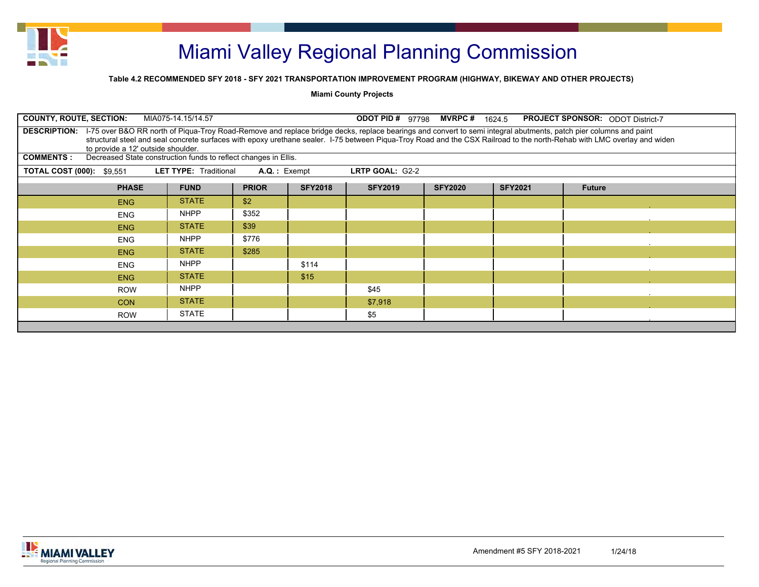# Miami Valley Regional Planning Commission

**Table 4.2 RECOMMENDED SFY 2018 - SFY 2021 TRANSPORTATION IMPROVEMENT PROGRAM (HIGHWAY, BIKEWAY AND OTHER PROJECTS)**

**Miami County Projects**

**COUNTY, ROUTE, SECTION:** MIA075-14.15/14.57 **ODOT PID #** 97798 **MVRPC #** 1624.5 **PROJECT SPONSOR:** ODOT District-7

**DESCRIPTION:** I-75 over B&O RR north of Piqua-Troy Road-Remove and replace bridge decks, replace bearings and convert to semi integral abutments, patch pier columns and paint structural steel and seal concrete surfaces with epoxy urethane sealer. I-75 between Piqua-Troy Road and the CSX Railroad to the north-Rehab with LMC overlay and widen to provide a 12' outside shoulder.

**COMMENTS :** Decreased State construction funds to reflect changes in Ellis.

**TOTAL COST (000):** $9,551 **LET TYPE:** Traditional **A.Q. :** Exempt **LRTP GOAL:** G2-2

| PHASE | FUND | PRIOR | SFY2018 | SFY2019 | SFY2020 | SFY2021 | Future |
|---|---|---|---|---|---|---|---|
| ENG | STATE | $2 | | | | | |
| ENG | NHPP | $352 | | | | | |
| ENG | STATE | $39 | | | | | |
| ENG | NHPP | $776 | | | | | |
| ENG | STATE | $285 | | | | | |
| ENG | NHPP | | $114 | | | | |
| ENG | STATE | | $15 | | | | |
| ROW | NHPP | | | $45 | | | |
| CON | STATE | | | $7,918 | | | |
| ROW | STATE | | | $5 | | | |

Amendment #5 SFY 2018-2021 1/24/18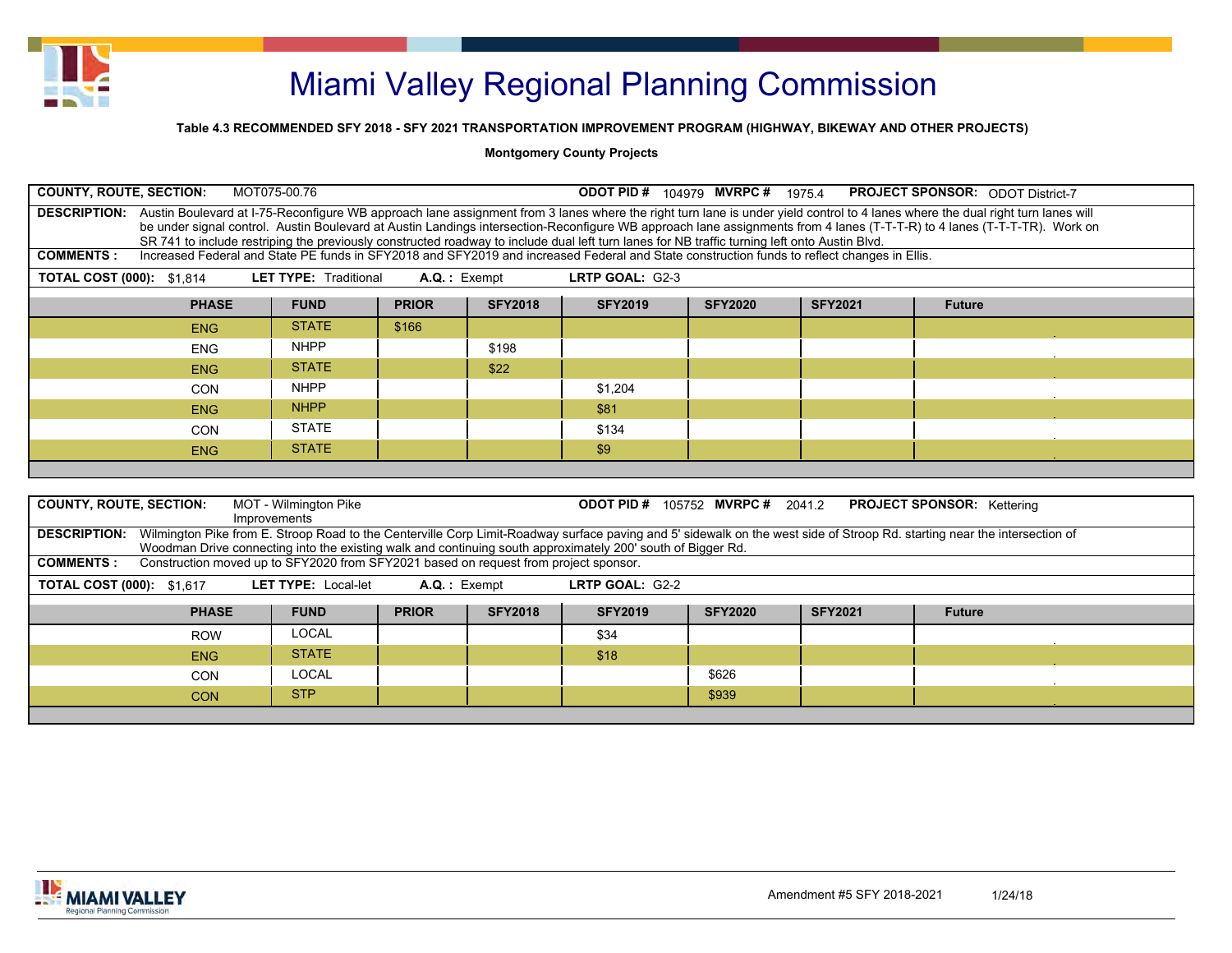# Miami Valley Regional Planning Commission

**Table 4.3 RECOMMENDED SFY 2018 - SFY 2021 TRANSPORTATION IMPROVEMENT PROGRAM (HIGHWAY, BIKEWAY AND OTHER PROJECTS)**

**Montgomery County Projects**

**COUNTY, ROUTE, SECTION:** MOT075-00.76 **ODOT PID #** 104979 **MVRPC #** 1975.4 **PROJECT SPONSOR:** ODOT District-7

**DESCRIPTION:** Austin Boulevard at I-75-Reconfigure WB approach lane assignment from 3 lanes where the right turn lane is under yield control to 4 lanes where the dual right turn lanes will be under signal control. Austin Boulevard at Austin Landings intersection-Reconfigure WB approach lane assignments from 4 lanes (T-T-T-R) to 4 lanes (T-T-T-TR). Work on SR 741 to include restriping the previously constructed roadway to include dual left turn lanes for NB traffic turning left onto Austin Blvd.

**COMMENTS :** Increased Federal and State PE funds in SFY2018 and SFY2019 and increased Federal and State construction funds to reflect changes in Ellis.

**TOTAL COST (000):** $1,814 **LET TYPE:** Traditional **A.Q. :** Exempt **LRTP GOAL:** G2-3

| PHASE | FUND | PRIOR | SFY2018 | SFY2019 | SFY2020 | SFY2021 | Future |
|---|---|---|---|---|---|---|---|
| ENG | STATE | $166 | | | | | |
| ENG | NHPP | | $198 | | | | |
| ENG | STATE | | $22 | | | | |
| CON | NHPP | | | $1,204 | | | |
| ENG | NHPP | | | $81 | | | |
| CON | STATE | | | $134 | | | |
| ENG | STATE | | | $9 | | | |

**COUNTY, ROUTE, SECTION:** MOT - Wilmington Pike Improvements **ODOT PID #** 105752 **MVRPC #** 2041.2 **PROJECT SPONSOR:** Kettering

**DESCRIPTION:** Wilmington Pike from E. Stroop Road to the Centerville Corp Limit-Roadway surface paving and 5' sidewalk on the west side of Stroop Rd. starting near the intersection of Woodman Drive connecting into the existing walk and continuing south approximately 200' south of Bigger Rd.

**COMMENTS :** Construction moved up to SFY2020 from SFY2021 based on request from project sponsor.

**TOTAL COST (000):** $1,617 **LET TYPE:** Local-let **A.Q. :** Exempt **LRTP GOAL:** G2-2

| PHASE | FUND | PRIOR | SFY2018 | SFY2019 | SFY2020 | SFY2021 | Future |
|---|---|---|---|---|---|---|---|
| ROW | LOCAL | | | $34 | | | |
| ENG | STATE | | | $18 | | | |
| CON | LOCAL | | | | $626 | | |
| CON | STP | | | | $939 | | |

Amendment #5 SFY 2018-2021 1/24/18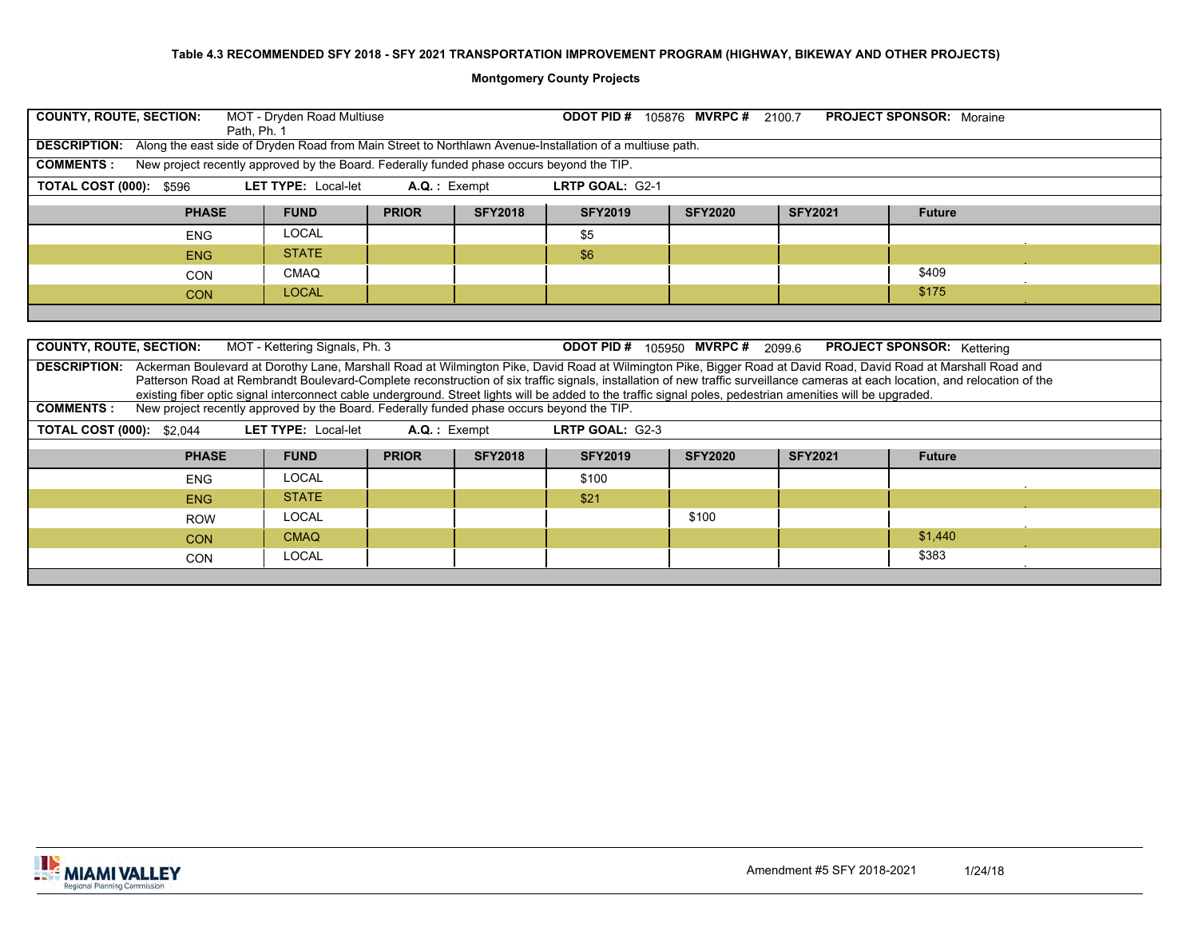**Table 4.3 RECOMMENDED SFY 2018 - SFY 2021 TRANSPORTATION IMPROVEMENT PROGRAM (HIGHWAY, BIKEWAY AND OTHER PROJECTS)**

**Montgomery County Projects**

**COUNTY, ROUTE, SECTION:** MOT - Dryden Road Multiuse Path, Ph. 1 **ODOT PID #** 105876 **MVRPC #** 2100.7 **PROJECT SPONSOR:** Moraine

**DESCRIPTION:** Along the east side of Dryden Road from Main Street to Northlawn Avenue-Installation of a multiuse path.

**COMMENTS :** New project recently approved by the Board. Federally funded phase occurs beyond the TIP.

**TOTAL COST (000):** $596 **LET TYPE:** Local-let **A.Q. :** Exempt **LRTP GOAL:** G2-1

| PHASE | FUND | PRIOR | SFY2018 | SFY2019 | SFY2020 | SFY2021 | Future |
|---|---|---|---|---|---|---|---|
| ENG | LOCAL | | | $5 | | | |
| ENG | STATE | | | $6 | | | |
| CON | CMAQ | | | | | | $409 |
| CON | LOCAL | | | | | | $175 |

**COUNTY, ROUTE, SECTION:** MOT - Kettering Signals, Ph. 3 **ODOT PID #** 105950 **MVRPC #** 2099.6 **PROJECT SPONSOR:** Kettering

**DESCRIPTION:** Ackerman Boulevard at Dorothy Lane, Marshall Road at Wilmington Pike, David Road at Wilmington Pike, Bigger Road at David Road, David Road at Marshall Road and Patterson Road at Rembrandt Boulevard-Complete reconstruction of six traffic signals, installation of new traffic surveillance cameras at each location, and relocation of the existing fiber optic signal interconnect cable underground. Street lights will be added to the traffic signal poles, pedestrian amenities will be upgraded.

**COMMENTS :** New project recently approved by the Board. Federally funded phase occurs beyond the TIP.

**TOTAL COST (000):** $2,044 **LET TYPE:** Local-let **A.Q. :** Exempt **LRTP GOAL:** G2-3

| PHASE | FUND | PRIOR | SFY2018 | SFY2019 | SFY2020 | SFY2021 | Future |
|---|---|---|---|---|---|---|---|
| ENG | LOCAL | | | $100 | | | |
| ENG | STATE | | | $21 | | | |
| ROW | LOCAL | | | | $100 | | |
| CON | CMAQ | | | | | | $1,440 |
| CON | LOCAL | | | | | | $383 |

Amendment #5 SFY 2018-2021 1/24/18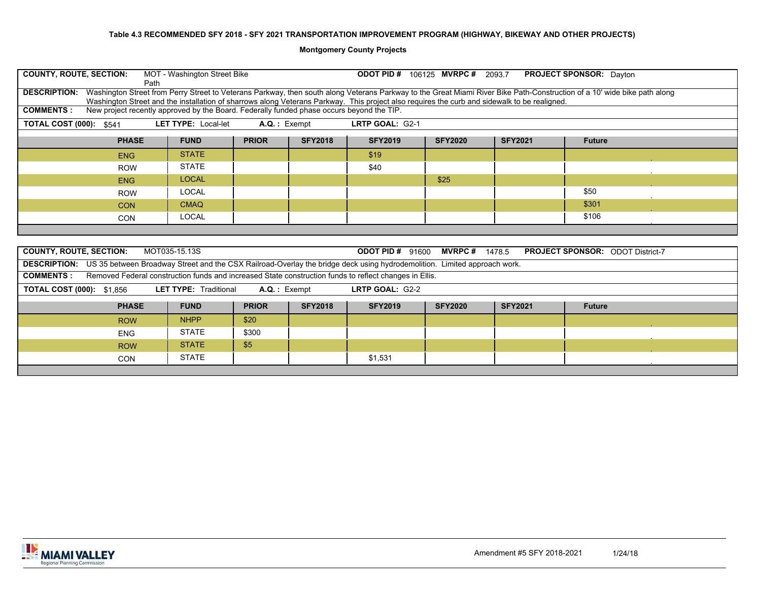**Table 4.3 RECOMMENDED SFY 2018 - SFY 2021 TRANSPORTATION IMPROVEMENT PROGRAM (HIGHWAY, BIKEWAY AND OTHER PROJECTS)**

**Montgomery County Projects**

**COUNTY, ROUTE, SECTION:** MOT - Washington Street Bike Path **ODOT PID #** 106125 **MVRPC #** 2093.7 **PROJECT SPONSOR:** Dayton

**DESCRIPTION:** Washington Street from Perry Street to Veterans Parkway, then south along Veterans Parkway to the Great Miami River Bike Path-Construction of a 10' wide bike path along Washington Street and the installation of sharrows along Veterans Parkway. This project also requires the curb and sidewalk to be realigned.

**COMMENTS :** New project recently approved by the Board. Federally funded phase occurs beyond the TIP.

**TOTAL COST (000):** $541 **LET TYPE:** Local-let **A.Q. :** Exempt **LRTP GOAL:** G2-1

| PHASE | FUND | PRIOR | SFY2018 | SFY2019 | SFY2020 | SFY2021 | Future |
|---|---|---|---|---|---|---|---|
| ENG | STATE | | | $19 | | | |
| ROW | STATE | | | $40 | | | |
| ENG | LOCAL | | | | $25 | | |
| ROW | LOCAL | | | | | | $50 |
| CON | CMAQ | | | | | | $301 |
| CON | LOCAL | | | | | | $106 |

**COUNTY, ROUTE, SECTION:** MOT035-15.13S **ODOT PID #** 91600 **MVRPC #** 1478.5 **PROJECT SPONSOR:** ODOT District-7

**DESCRIPTION:** US 35 between Broadway Street and the CSX Railroad-Overlay the bridge deck using hydrodemolition. Limited approach work.

**COMMENTS :** Removed Federal construction funds and increased State construction funds to reflect changes in Ellis.

**TOTAL COST (000):** $1,856 **LET TYPE:** Traditional **A.Q. :** Exempt **LRTP GOAL:** G2-2

| PHASE | FUND | PRIOR | SFY2018 | SFY2019 | SFY2020 | SFY2021 | Future |
|---|---|---|---|---|---|---|---|
| ROW | NHPP | $20 | | | | | |
| ENG | STATE | $300 | | | | | |
| ROW | STATE | $5 | | | | | |
| CON | STATE | | | $1,531 | | | |

Amendment #5 SFY 2018-2021 1/24/18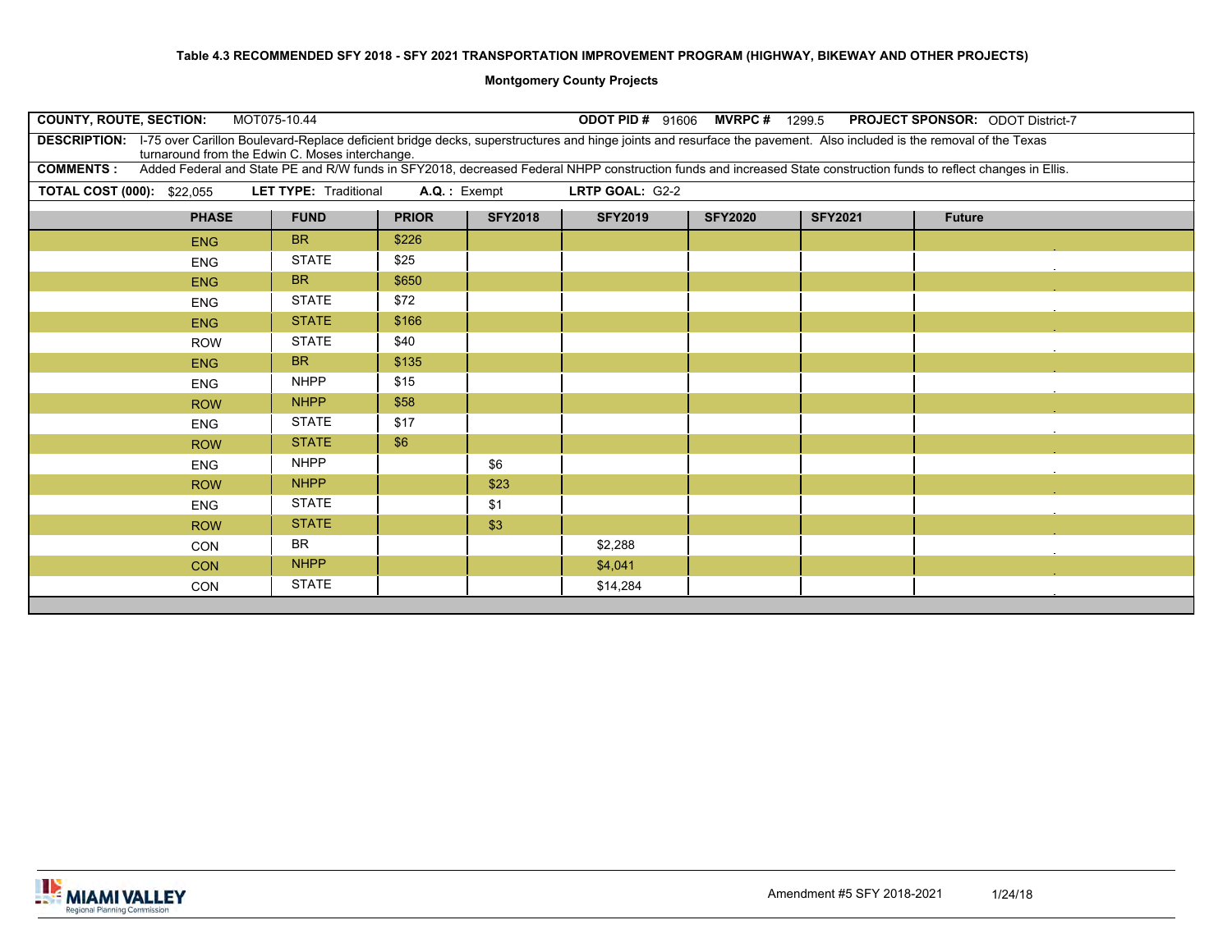**Table 4.3 RECOMMENDED SFY 2018 - SFY 2021 TRANSPORTATION IMPROVEMENT PROGRAM (HIGHWAY, BIKEWAY AND OTHER PROJECTS)**

**Montgomery County Projects**

**COUNTY, ROUTE, SECTION:** MOT075-10.44 **ODOT PID #** 91606 **MVRPC #** 1299.5 **PROJECT SPONSOR:** ODOT District-7

**DESCRIPTION:** I-75 over Carillon Boulevard-Replace deficient bridge decks, superstructures and hinge joints and resurface the pavement. Also included is the removal of the Texas turnaround from the Edwin C. Moses interchange.

**COMMENTS :** Added Federal and State PE and R/W funds in SFY2018, decreased Federal NHPP construction funds and increased State construction funds to reflect changes in Ellis.

**TOTAL COST (000):** $22,055 **LET TYPE:** Traditional **A.Q. :** Exempt **LRTP GOAL:** G2-2

| PHASE | FUND | PRIOR | SFY2018 | SFY2019 | SFY2020 | SFY2021 | Future |
|---|---|---|---|---|---|---|---|
| ENG | BR | $226 | | | | | |
| ENG | STATE | $25 | | | | | |
| ENG | BR | $650 | | | | | |
| ENG | STATE | $72 | | | | | |
| ENG | STATE | $166 | | | | | |
| ROW | STATE | $40 | | | | | |
| ENG | BR | $135 | | | | | |
| ENG | NHPP | $15 | | | | | |
| ROW | NHPP | $58 | | | | | |
| ENG | STATE | $17 | | | | | |
| ROW | STATE | $6 | | | | | |
| ENG | NHPP | | $6 | | | | |
| ROW | NHPP | | $23 | | | | |
| ENG | STATE | | $1 | | | | |
| ROW | STATE | | $3 | | | | |
| CON | BR | | | $2,288 | | | |
| CON | NHPP | | | $4,041 | | | |
| CON | STATE | | | $14,284 | | | |

Amendment #5 SFY 2018-2021 1/24/18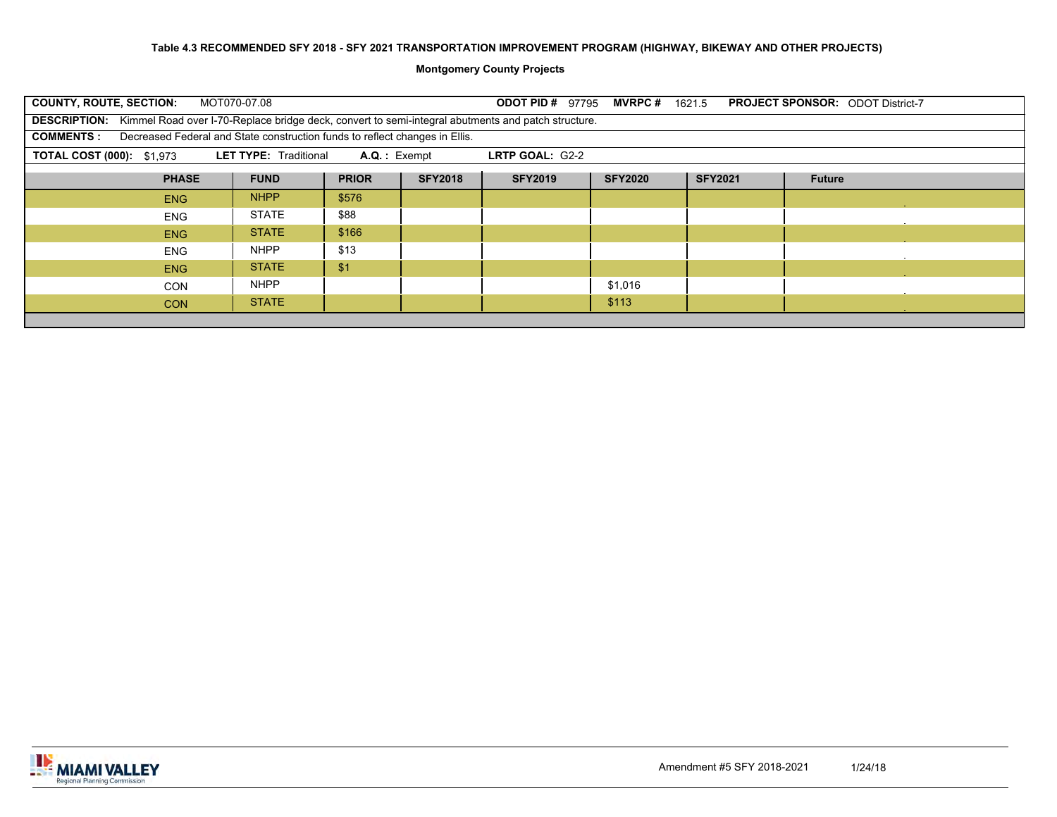**Table 4.3 RECOMMENDED SFY 2018 - SFY 2021 TRANSPORTATION IMPROVEMENT PROGRAM (HIGHWAY, BIKEWAY AND OTHER PROJECTS)**

**Montgomery County Projects**

**COUNTY, ROUTE, SECTION:** MOT070-07.08 **ODOT PID #** 97795 **MVRPC #** 1621.5 **PROJECT SPONSOR:** ODOT District-7

**DESCRIPTION:** Kimmel Road over I-70-Replace bridge deck, convert to semi-integral abutments and patch structure.

**COMMENTS :** Decreased Federal and State construction funds to reflect changes in Ellis.

**TOTAL COST (000):** $1,973 **LET TYPE:** Traditional **A.Q. :** Exempt **LRTP GOAL:** G2-2

| PHASE | FUND | PRIOR | SFY2018 | SFY2019 | SFY2020 | SFY2021 | Future |
|---|---|---|---|---|---|---|---|
| ENG | NHPP | $576 | | | | | |
| ENG | STATE | $88 | | | | | |
| ENG | STATE | $166 | | | | | |
| ENG | NHPP | $13 | | | | | |
| ENG | STATE | $1 | | | | | |
| CON | NHPP | | | | $1,016 | | |
| CON | STATE | | | | $113 | | |

Amendment #5 SFY 2018-2021 1/24/18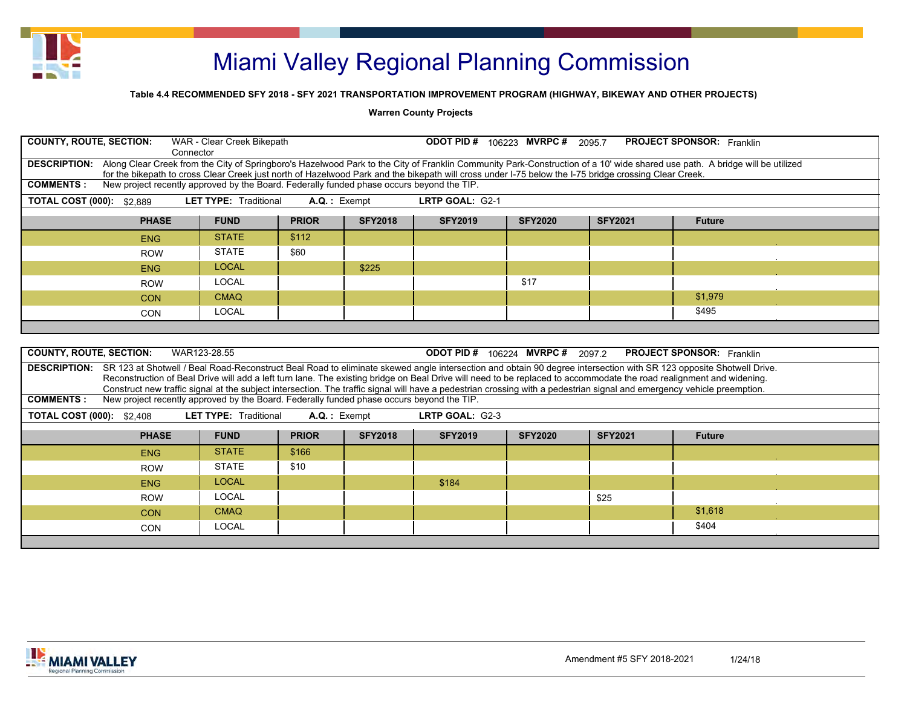# Miami Valley Regional Planning Commission

**Table 4.4 RECOMMENDED SFY 2018 - SFY 2021 TRANSPORTATION IMPROVEMENT PROGRAM (HIGHWAY, BIKEWAY AND OTHER PROJECTS)**

**Warren County Projects**

**COUNTY, ROUTE, SECTION:** WAR - Clear Creek Bikepath Connector **ODOT PID #** 106223 **MVRPC #** 2095.7 **PROJECT SPONSOR:** Franklin

**DESCRIPTION:** Along Clear Creek from the City of Springboro's Hazelwood Park to the City of Franklin Community Park-Construction of a 10' wide shared use path. A bridge will be utilized for the bikepath to cross Clear Creek just north of Hazelwood Park and the bikepath will cross under I-75 below the I-75 bridge crossing Clear Creek.

**COMMENTS :** New project recently approved by the Board. Federally funded phase occurs beyond the TIP.

**TOTAL COST (000):** $2,889 **LET TYPE:** Traditional **A.Q. :** Exempt **LRTP GOAL:** G2-1

| PHASE | FUND | PRIOR | SFY2018 | SFY2019 | SFY2020 | SFY2021 | Future |
|---|---|---|---|---|---|---|---|
| ENG | STATE | $112 | | | | | |
| ROW | STATE | $60 | | | | | |
| ENG | LOCAL | | $225 | | | | |
| ROW | LOCAL | | | | $17 | | |
| CON | CMAQ | | | | | | $1,979 |
| CON | LOCAL | | | | | | $495 |

**COUNTY, ROUTE, SECTION:** WAR123-28.55 **ODOT PID #** 106224 **MVRPC #** 2097.2 **PROJECT SPONSOR:** Franklin

**DESCRIPTION:** SR 123 at Shotwell / Beal Road-Reconstruct Beal Road to eliminate skewed angle intersection and obtain 90 degree intersection with SR 123 opposite Shotwell Drive. Reconstruction of Beal Drive will add a left turn lane. The existing bridge on Beal Drive will need to be replaced to accommodate the road realignment and widening. Construct new traffic signal at the subject intersection. The traffic signal will have a pedestrian crossing with a pedestrian signal and emergency vehicle preemption.

**COMMENTS :** New project recently approved by the Board. Federally funded phase occurs beyond the TIP.

**TOTAL COST (000):** $2,408 **LET TYPE:** Traditional **A.Q. :** Exempt **LRTP GOAL:** G2-3

| PHASE | FUND | PRIOR | SFY2018 | SFY2019 | SFY2020 | SFY2021 | Future |
|---|---|---|---|---|---|---|---|
| ENG | STATE | $166 | | | | | |
| ROW | STATE | $10 | | | | | |
| ENG | LOCAL | | | $184 | | | |
| ROW | LOCAL | | | | | $25 | |
| CON | CMAQ | | | | | | $1,618 |
| CON | LOCAL | | | | | | $404 |

Amendment #5 SFY 2018-2021 1/24/18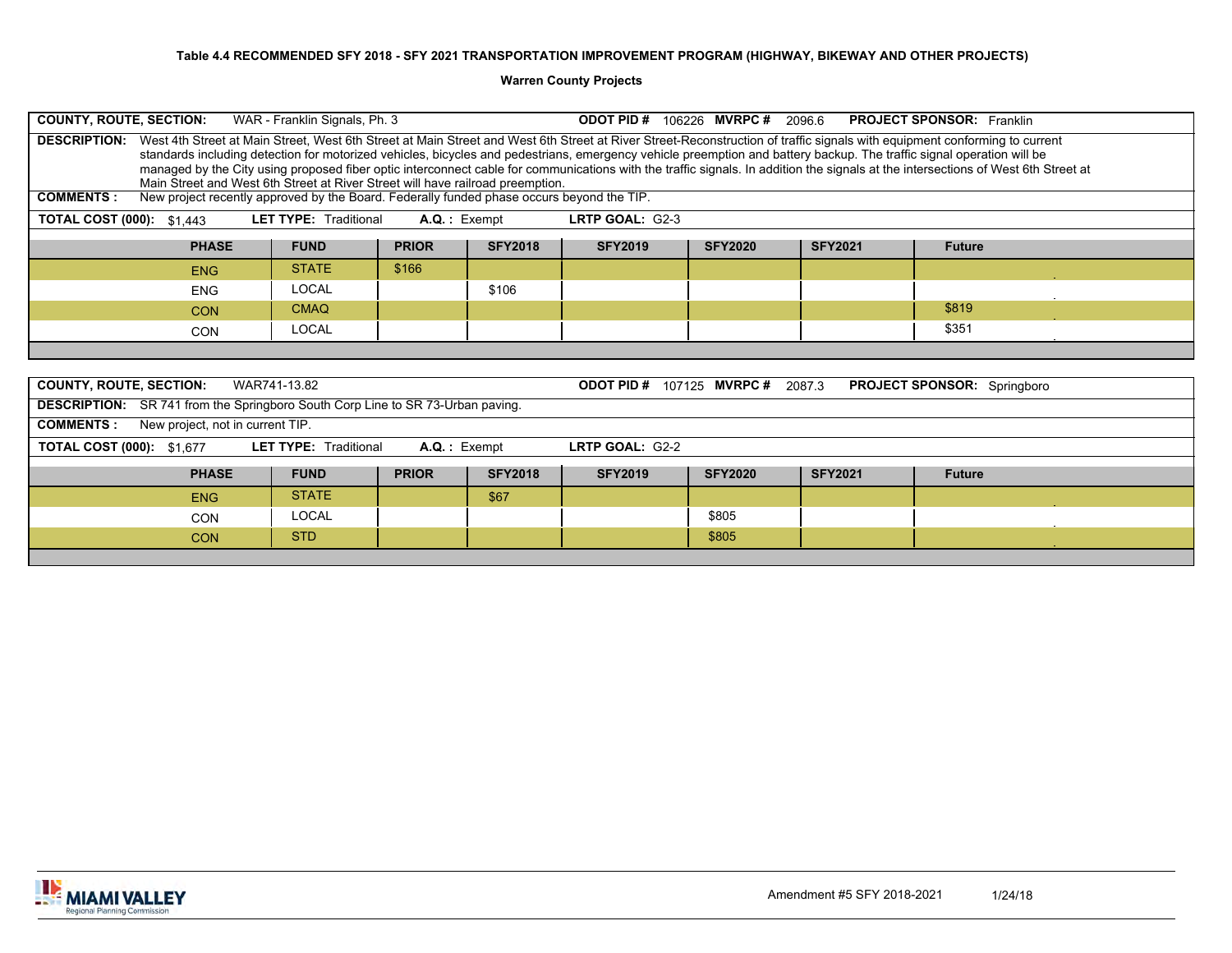**Table 4.4 RECOMMENDED SFY 2018 - SFY 2021 TRANSPORTATION IMPROVEMENT PROGRAM (HIGHWAY, BIKEWAY AND OTHER PROJECTS)**

**Warren County Projects**

**COUNTY, ROUTE, SECTION:** WAR - Franklin Signals, Ph. 3 **ODOT PID #** 106226 **MVRPC #** 2096.6 **PROJECT SPONSOR:** Franklin

**DESCRIPTION:** West 4th Street at Main Street, West 6th Street at Main Street and West 6th Street at River Street-Reconstruction of traffic signals with equipment conforming to current standards including detection for motorized vehicles, bicycles and pedestrians, emergency vehicle preemption and battery backup. The traffic signal operation will be managed by the City using proposed fiber optic interconnect cable for communications with the traffic signals. In addition the signals at the intersections of West 6th Street at Main Street and West 6th Street at River Street will have railroad preemption.

**COMMENTS :** New project recently approved by the Board. Federally funded phase occurs beyond the TIP.

**TOTAL COST (000):** $1,443 **LET TYPE:** Traditional **A.Q. :** Exempt **LRTP GOAL:** G2-3

| PHASE | FUND | PRIOR | SFY2018 | SFY2019 | SFY2020 | SFY2021 | Future |
|---|---|---|---|---|---|---|---|
| ENG | STATE | $166 | | | | | |
| ENG | LOCAL | | $106 | | | | |
| CON | CMAQ | | | | | | $819 |
| CON | LOCAL | | | | | | $351 |

**COUNTY, ROUTE, SECTION:** WAR741-13.82 **ODOT PID #** 107125 **MVRPC #** 2087.3 **PROJECT SPONSOR:** Springboro

**DESCRIPTION:** SR 741 from the Springboro South Corp Line to SR 73-Urban paving.

**COMMENTS :** New project, not in current TIP.

**TOTAL COST (000):** $1,677 **LET TYPE:** Traditional **A.Q. :** Exempt **LRTP GOAL:** G2-2

| PHASE | FUND | PRIOR | SFY2018 | SFY2019 | SFY2020 | SFY2021 | Future |
|---|---|---|---|---|---|---|---|
| ENG | STATE | | $67 | | | | |
| CON | LOCAL | | | | $805 | | |
| CON | STD | | | | $805 | | |

Amendment #5 SFY 2018-2021 1/24/18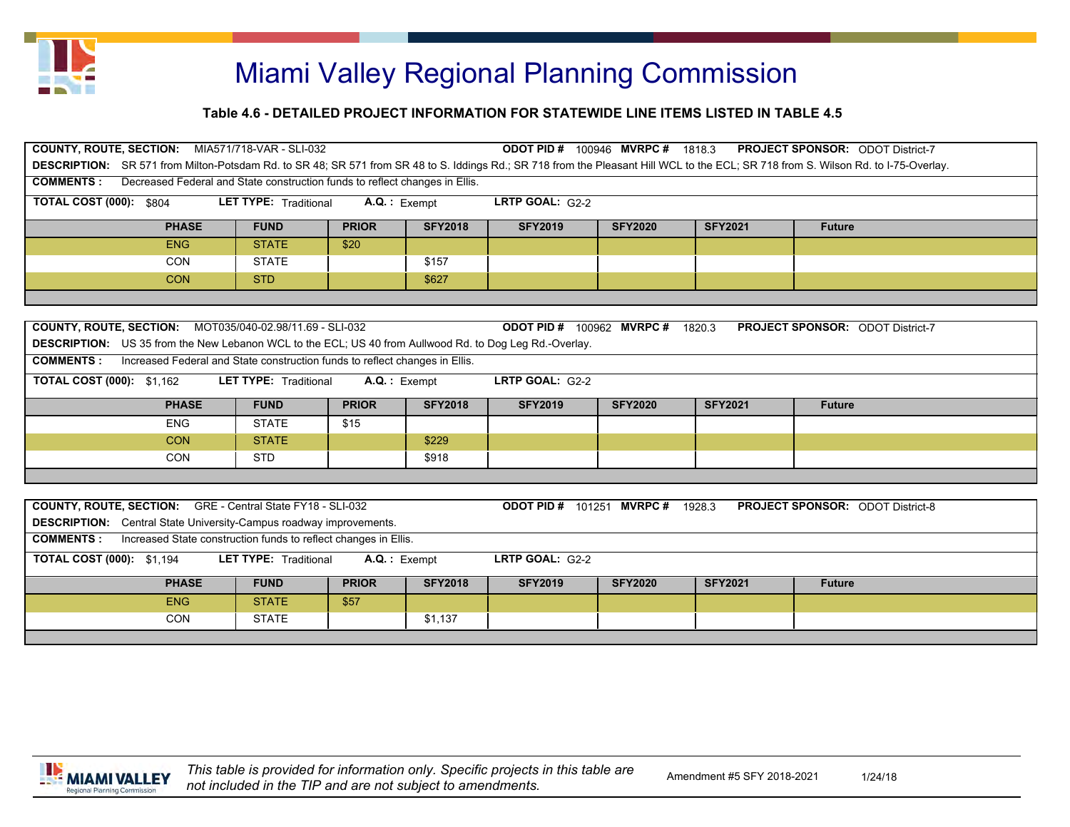# Miami Valley Regional Planning Commission

### Table 4.6 - DETAILED PROJECT INFORMATION FOR STATEWIDE LINE ITEMS LISTED IN TABLE 4.5

**COUNTY, ROUTE, SECTION:** MIA571/718-VAR - SLI-032 **ODOT PID #** 100946 **MVRPC #** 1818.3 **PROJECT SPONSOR:** ODOT District-7

**DESCRIPTION:** SR 571 from Milton-Potsdam Rd. to SR 48; SR 571 from SR 48 to S. Iddings Rd.; SR 718 from the Pleasant Hill WCL to the ECL; SR 718 from S. Wilson Rd. to I-75-Overlay.

**COMMENTS :** Decreased Federal and State construction funds to reflect changes in Ellis.

**TOTAL COST (000):** $804 **LET TYPE:** Traditional **A.Q. :** Exempt **LRTP GOAL:** G2-2

| PHASE | FUND | PRIOR | SFY2018 | SFY2019 | SFY2020 | SFY2021 | Future |
|---|---|---|---|---|---|---|---|
| ENG | STATE | $20 | | | | | |
| CON | STATE | | $157 | | | | |
| CON | STD | | $627 | | | | |

**COUNTY, ROUTE, SECTION:** MOT035/040-02.98/11.69 - SLI-032 **ODOT PID #** 100962 **MVRPC #** 1820.3 **PROJECT SPONSOR:** ODOT District-7

**DESCRIPTION:** US 35 from the New Lebanon WCL to the ECL; US 40 from Aullwood Rd. to Dog Leg Rd.-Overlay.

**COMMENTS :** Increased Federal and State construction funds to reflect changes in Ellis.

**TOTAL COST (000):** $1,162 **LET TYPE:** Traditional **A.Q. :** Exempt **LRTP GOAL:** G2-2

| PHASE | FUND | PRIOR | SFY2018 | SFY2019 | SFY2020 | SFY2021 | Future |
|---|---|---|---|---|---|---|---|
| ENG | STATE | $15 | | | | | |
| CON | STATE | | $229 | | | | |
| CON | STD | | $918 | | | | |

**COUNTY, ROUTE, SECTION:** GRE - Central State FY18 - SLI-032 **ODOT PID #** 101251 **MVRPC #** 1928.3 **PROJECT SPONSOR:** ODOT District-8

**DESCRIPTION:** Central State University-Campus roadway improvements.

**COMMENTS :** Increased State construction funds to reflect changes in Ellis.

**TOTAL COST (000):** $1,194 **LET TYPE:** Traditional **A.Q. :** Exempt **LRTP GOAL:** G2-2

| PHASE | FUND | PRIOR | SFY2018 | SFY2019 | SFY2020 | SFY2021 | Future |
|---|---|---|---|---|---|---|---|
| ENG | STATE | $57 | | | | | |
| CON | STATE | | $1,137 | | | | |

*This table is provided for information only. Specific projects in this table are not included in the TIP and are not subject to amendments.*

Amendment #5 SFY 2018-2021 1/24/18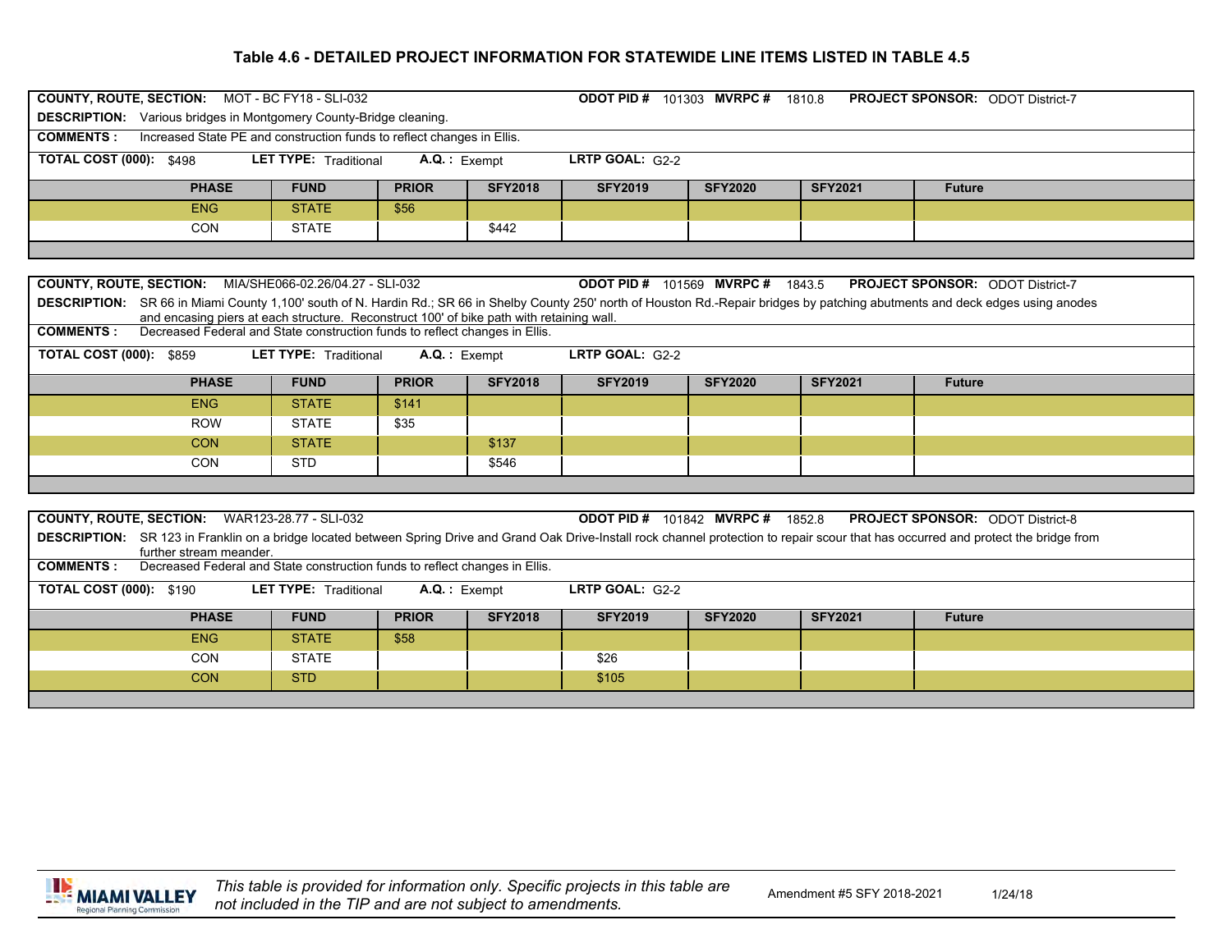## Table 4.6 - DETAILED PROJECT INFORMATION FOR STATEWIDE LINE ITEMS LISTED IN TABLE 4.5

**COUNTY, ROUTE, SECTION:** MOT - BC FY18 - SLI-032 **ODOT PID #** 101303 **MVRPC #** 1810.8 **PROJECT SPONSOR:** ODOT District-7

**DESCRIPTION:** Various bridges in Montgomery County-Bridge cleaning.

**COMMENTS :** Increased State PE and construction funds to reflect changes in Ellis.

**TOTAL COST (000):** $498 **LET TYPE:** Traditional **A.Q. :** Exempt **LRTP GOAL:** G2-2

| PHASE | FUND | PRIOR | SFY2018 | SFY2019 | SFY2020 | SFY2021 | Future |
|---|---|---|---|---|---|---|---|
| ENG | STATE | $56 | | | | | |
| CON | STATE | | $442 | | | | |

**COUNTY, ROUTE, SECTION:** MIA/SHE066-02.26/04.27 - SLI-032 **ODOT PID #** 101569 **MVRPC #** 1843.5 **PROJECT SPONSOR:** ODOT District-7

**DESCRIPTION:** SR 66 in Miami County 1,100' south of N. Hardin Rd.; SR 66 in Shelby County 250' north of Houston Rd.-Repair bridges by patching abutments and deck edges using anodes and encasing piers at each structure. Reconstruct 100' of bike path with retaining wall.

**COMMENTS :** Decreased Federal and State construction funds to reflect changes in Ellis.

**TOTAL COST (000):** $859 **LET TYPE:** Traditional **A.Q. :** Exempt **LRTP GOAL:** G2-2

| PHASE | FUND | PRIOR | SFY2018 | SFY2019 | SFY2020 | SFY2021 | Future |
|---|---|---|---|---|---|---|---|
| ENG | STATE | $141 | | | | | |
| ROW | STATE | $35 | | | | | |
| CON | STATE | | $137 | | | | |
| CON | STD | | $546 | | | | |

**COUNTY, ROUTE, SECTION:** WAR123-28.77 - SLI-032 **ODOT PID #** 101842 **MVRPC #** 1852.8 **PROJECT SPONSOR:** ODOT District-8

**DESCRIPTION:** SR 123 in Franklin on a bridge located between Spring Drive and Grand Oak Drive-Install rock channel protection to repair scour that has occurred and protect the bridge from further stream meander.

**COMMENTS :** Decreased Federal and State construction funds to reflect changes in Ellis.

**TOTAL COST (000):** $190 **LET TYPE:** Traditional **A.Q. :** Exempt **LRTP GOAL:** G2-2

| PHASE | FUND | PRIOR | SFY2018 | SFY2019 | SFY2020 | SFY2021 | Future |
|---|---|---|---|---|---|---|---|
| ENG | STATE | $58 | | | | | |
| CON | STATE | | | $26 | | | |
| CON | STD | | | $105 | | | |

*This table is provided for information only. Specific projects in this table are not included in the TIP and are not subject to amendments.*

Amendment #5 SFY 2018-2021 1/24/18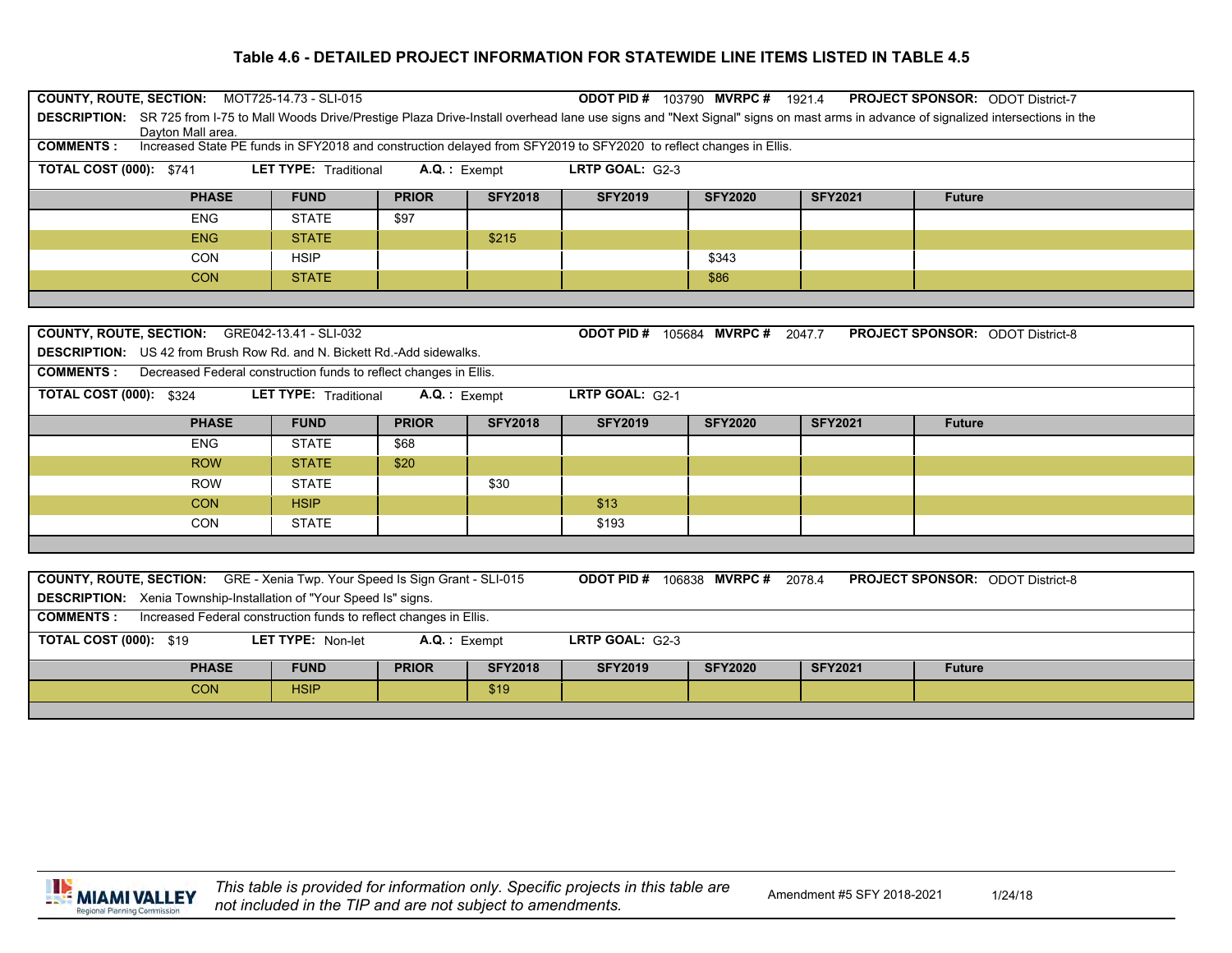# Table 4.6 - DETAILED PROJECT INFORMATION FOR STATEWIDE LINE ITEMS LISTED IN TABLE 4.5

**COUNTY, ROUTE, SECTION:** MOT725-14.73 - SLI-015 **ODOT PID #** 103790 **MVRPC #** 1921.4 **PROJECT SPONSOR:** ODOT District-7

**DESCRIPTION:** SR 725 from I-75 to Mall Woods Drive/Prestige Plaza Drive-Install overhead lane use signs and "Next Signal" signs on mast arms in advance of signalized intersections in the Dayton Mall area.

**COMMENTS :** Increased State PE funds in SFY2018 and construction delayed from SFY2019 to SFY2020 to reflect changes in Ellis.

**TOTAL COST (000):** $741 **LET TYPE:** Traditional **A.Q. :** Exempt **LRTP GOAL:** G2-3

| PHASE | FUND | PRIOR | SFY2018 | SFY2019 | SFY2020 | SFY2021 | Future |
|---|---|---|---|---|---|---|---|
| ENG | STATE | $97 | | | | | |
| ENG | STATE | | $215 | | | | |
| CON | HSIP | | | | $343 | | |
| CON | STATE | | | | $86 | | |

**COUNTY, ROUTE, SECTION:** GRE042-13.41 - SLI-032 **ODOT PID #** 105684 **MVRPC #** 2047.7 **PROJECT SPONSOR:** ODOT District-8

**DESCRIPTION:** US 42 from Brush Row Rd. and N. Bickett Rd.-Add sidewalks.

**COMMENTS :** Decreased Federal construction funds to reflect changes in Ellis.

**TOTAL COST (000):** $324 **LET TYPE:** Traditional **A.Q. :** Exempt **LRTP GOAL:** G2-1

| PHASE | FUND | PRIOR | SFY2018 | SFY2019 | SFY2020 | SFY2021 | Future |
|---|---|---|---|---|---|---|---|
| ENG | STATE | $68 | | | | | |
| ROW | STATE | $20 | | | | | |
| ROW | STATE | | $30 | | | | |
| CON | HSIP | | | $13 | | | |
| CON | STATE | | | $193 | | | |

**COUNTY, ROUTE, SECTION:** GRE - Xenia Twp. Your Speed Is Sign Grant - SLI-015 **ODOT PID #** 106838 **MVRPC #** 2078.4 **PROJECT SPONSOR:** ODOT District-8

**DESCRIPTION:** Xenia Township-Installation of "Your Speed Is" signs.

**COMMENTS :** Increased Federal construction funds to reflect changes in Ellis.

**TOTAL COST (000):** $19 **LET TYPE:** Non-let **A.Q. :** Exempt **LRTP GOAL:** G2-3

| PHASE | FUND | PRIOR | SFY2018 | SFY2019 | SFY2020 | SFY2021 | Future |
|---|---|---|---|---|---|---|---|
| CON | HSIP | | $19 | | | | |

*This table is provided for information only. Specific projects in this table are not included in the TIP and are not subject to amendments.*

Amendment #5 SFY 2018-2021 1/24/18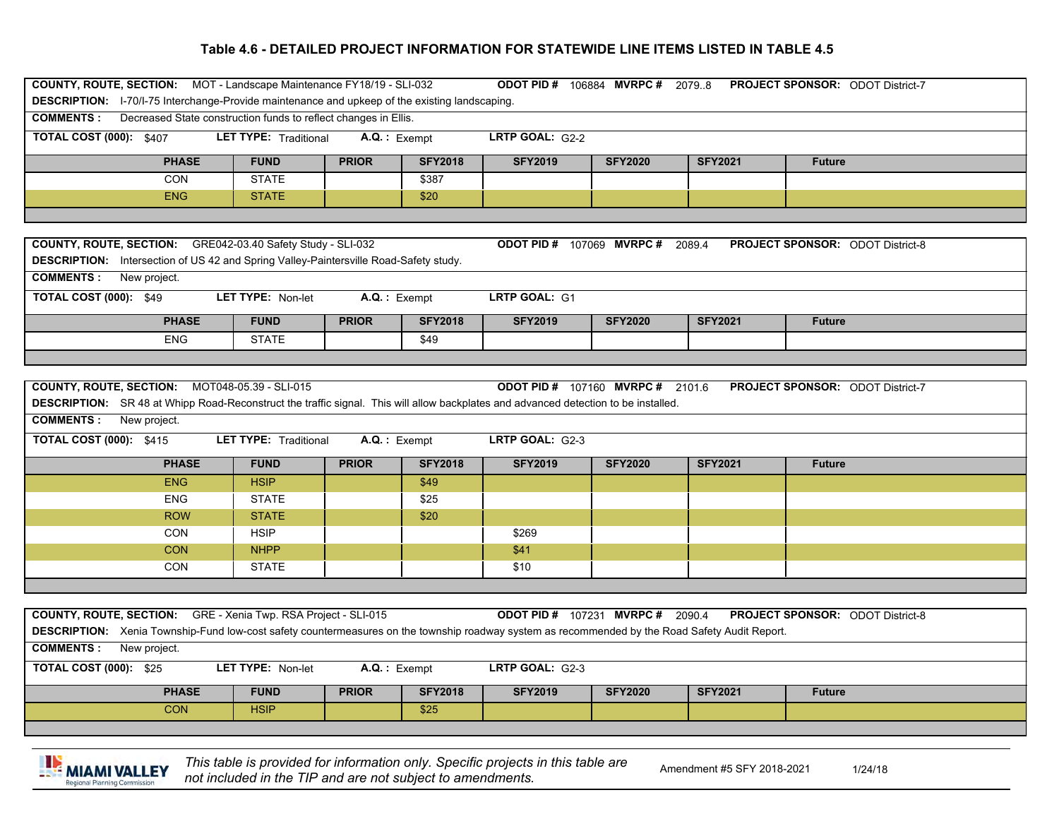# Table 4.6 - DETAILED PROJECT INFORMATION FOR STATEWIDE LINE ITEMS LISTED IN TABLE 4.5

**COUNTY, ROUTE, SECTION:** MOT - Landscape Maintenance FY18/19 - SLI-032 **ODOT PID #** 106884 **MVRPC #** 2079..8 **PROJECT SPONSOR:** ODOT District-7

**DESCRIPTION:** I-70/I-75 Interchange-Provide maintenance and upkeep of the existing landscaping.

**COMMENTS :** Decreased State construction funds to reflect changes in Ellis.

**TOTAL COST (000):** $407 **LET TYPE:** Traditional **A.Q. :** Exempt **LRTP GOAL:** G2-2

| PHASE | FUND | PRIOR | SFY2018 | SFY2019 | SFY2020 | SFY2021 | Future |
|---|---|---|---|---|---|---|---|
| CON | STATE | | $387 | | | | |
| ENG | STATE | | $20 | | | | |

**COUNTY, ROUTE, SECTION:** GRE042-03.40 Safety Study - SLI-032 **ODOT PID #** 107069 **MVRPC #** 2089.4 **PROJECT SPONSOR:** ODOT District-8

**DESCRIPTION:** Intersection of US 42 and Spring Valley-Paintersville Road-Safety study.

**COMMENTS :** New project.

**TOTAL COST (000):** $49 **LET TYPE:** Non-let **A.Q. :** Exempt **LRTP GOAL:** G1

| PHASE | FUND | PRIOR | SFY2018 | SFY2019 | SFY2020 | SFY2021 | Future |
|---|---|---|---|---|---|---|---|
| ENG | STATE | | $49 | | | | |

**COUNTY, ROUTE, SECTION:** MOT048-05.39 - SLI-015 **ODOT PID #** 107160 **MVRPC #** 2101.6 **PROJECT SPONSOR:** ODOT District-7

**DESCRIPTION:** SR 48 at Whipp Road-Reconstruct the traffic signal. This will allow backplates and advanced detection to be installed.

**COMMENTS :** New project.

**TOTAL COST (000):** $415 **LET TYPE:** Traditional **A.Q. :** Exempt **LRTP GOAL:** G2-3

| PHASE | FUND | PRIOR | SFY2018 | SFY2019 | SFY2020 | SFY2021 | Future |
|---|---|---|---|---|---|---|---|
| ENG | HSIP | | $49 | | | | |
| ENG | STATE | | $25 | | | | |
| ROW | STATE | | $20 | | | | |
| CON | HSIP | | | $269 | | | |
| CON | NHPP | | | $41 | | | |
| CON | STATE | | | $10 | | | |

**COUNTY, ROUTE, SECTION:** GRE - Xenia Twp. RSA Project - SLI-015 **ODOT PID #** 107231 **MVRPC #** 2090.4 **PROJECT SPONSOR:** ODOT District-8

**DESCRIPTION:** Xenia Township-Fund low-cost safety countermeasures on the township roadway system as recommended by the Road Safety Audit Report.

**COMMENTS :** New project.

**TOTAL COST (000):** $25 **LET TYPE:** Non-let **A.Q. :** Exempt **LRTP GOAL:** G2-3

| PHASE | FUND | PRIOR | SFY2018 | SFY2019 | SFY2020 | SFY2021 | Future |
|---|---|---|---|---|---|---|---|
| CON | HSIP | | $25 | | | | |

*This table is provided for information only. Specific projects in this table are not included in the TIP and are not subject to amendments.*

Amendment #5 SFY 2018-2021 1/24/18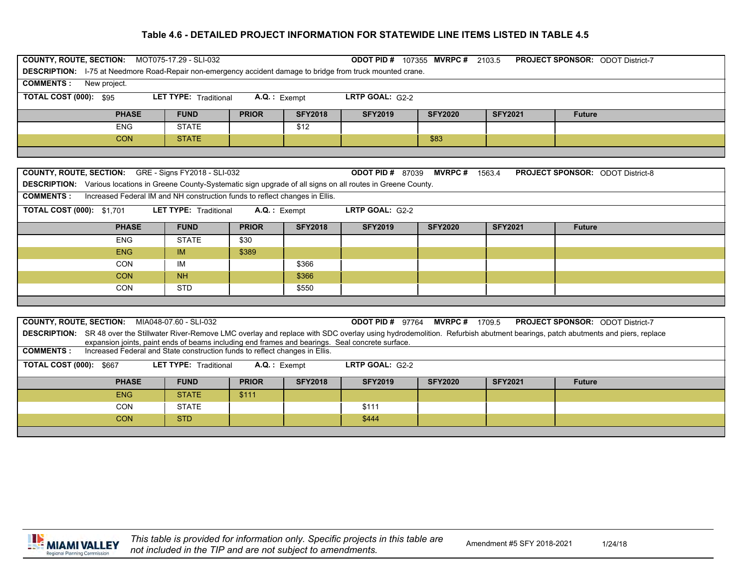# Table 4.6 - DETAILED PROJECT INFORMATION FOR STATEWIDE LINE ITEMS LISTED IN TABLE 4.5

**COUNTY, ROUTE, SECTION:** MOT075-17.29 - SLI-032 **ODOT PID #** 107355 **MVRPC #** 2103.5 **PROJECT SPONSOR:** ODOT District-7

**DESCRIPTION:** I-75 at Needmore Road-Repair non-emergency accident damage to bridge from truck mounted crane.

**COMMENTS :** New project.

**TOTAL COST (000):** $95 **LET TYPE:** Traditional **A.Q. :** Exempt **LRTP GOAL:** G2-2

| PHASE | FUND | PRIOR | SFY2018 | SFY2019 | SFY2020 | SFY2021 | Future |
|---|---|---|---|---|---|---|---|
| ENG | STATE | | $12 | | | | |
| CON | STATE | | | | $83 | | |

**COUNTY, ROUTE, SECTION:** GRE - Signs FY2018 - SLI-032 **ODOT PID #** 87039 **MVRPC #** 1563.4 **PROJECT SPONSOR:** ODOT District-8

**DESCRIPTION:** Various locations in Greene County-Systematic sign upgrade of all signs on all routes in Greene County.

**COMMENTS :** Increased Federal IM and NH construction funds to reflect changes in Ellis.

**TOTAL COST (000):** $1,701 **LET TYPE:** Traditional **A.Q. :** Exempt **LRTP GOAL:** G2-2

| PHASE | FUND | PRIOR | SFY2018 | SFY2019 | SFY2020 | SFY2021 | Future |
|---|---|---|---|---|---|---|---|
| ENG | STATE | $30 | | | | | |
| ENG | IM | $389 | | | | | |
| CON | IM | | $366 | | | | |
| CON | NH | | $366 | | | | |
| CON | STD | | $550 | | | | |

**COUNTY, ROUTE, SECTION:** MIA048-07.60 - SLI-032 **ODOT PID #** 97764 **MVRPC #** 1709.5 **PROJECT SPONSOR:** ODOT District-7

**DESCRIPTION:** SR 48 over the Stillwater River-Remove LMC overlay and replace with SDC overlay using hydrodemolition. Refurbish abutment bearings, patch abutments and piers, replace expansion joints, paint ends of beams including end frames and bearings. Seal concrete surface.

**COMMENTS :** Increased Federal and State construction funds to reflect changes in Ellis.

**TOTAL COST (000):** $667 **LET TYPE:** Traditional **A.Q. :** Exempt **LRTP GOAL:** G2-2

| PHASE | FUND | PRIOR | SFY2018 | SFY2019 | SFY2020 | SFY2021 | Future |
|---|---|---|---|---|---|---|---|
| ENG | STATE | $111 | | | | | |
| CON | STATE | | | $111 | | | |
| CON | STD | | | $444 | | | |

*This table is provided for information only. Specific projects in this table are not included in the TIP and are not subject to amendments.*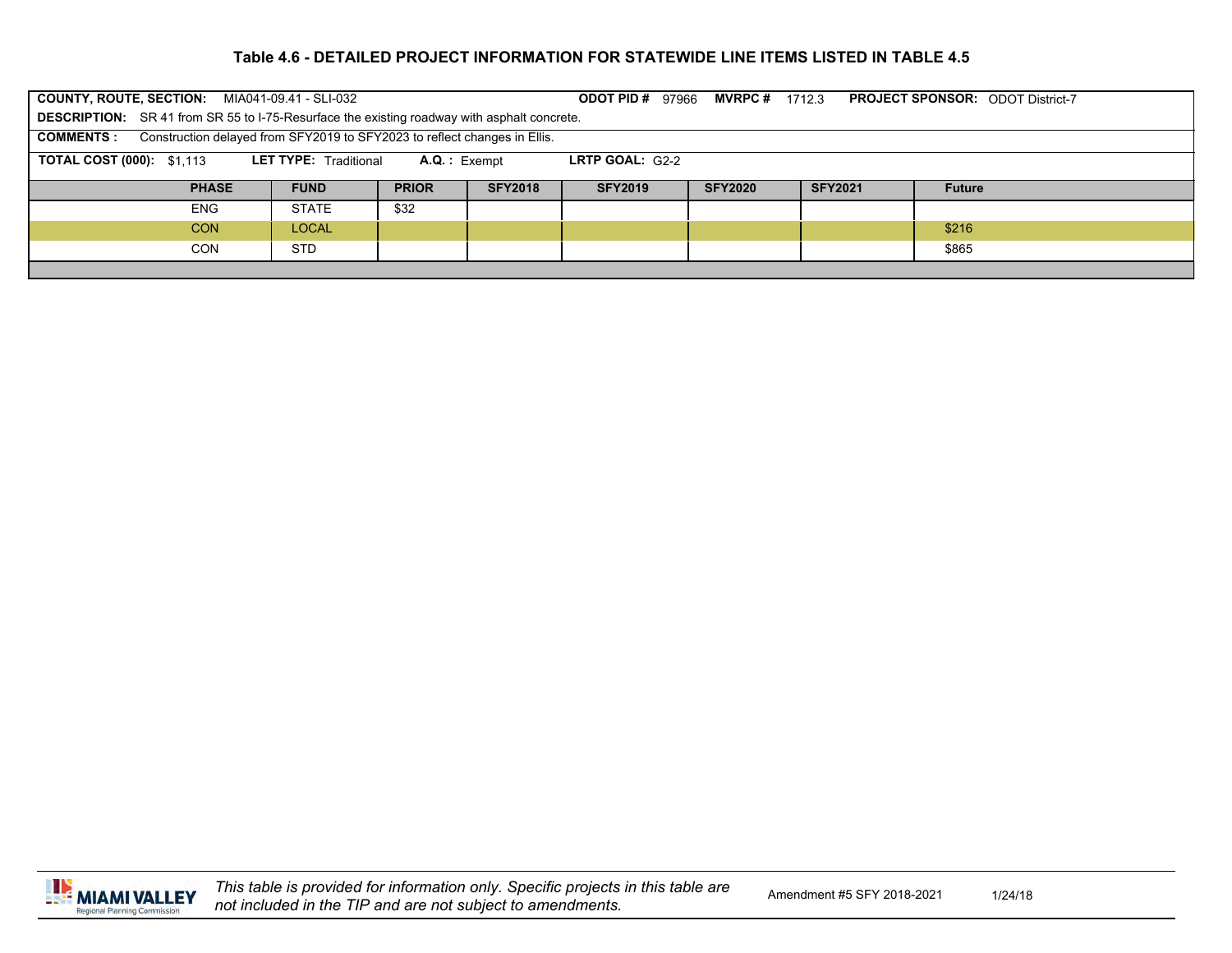## Table 4.6 - DETAILED PROJECT INFORMATION FOR STATEWIDE LINE ITEMS LISTED IN TABLE 4.5

**COUNTY, ROUTE, SECTION:** MIA041-09.41 - SLI-032 **ODOT PID #** 97966 **MVRPC #** 1712.3 **PROJECT SPONSOR:** ODOT District-7

**DESCRIPTION:** SR 41 from SR 55 to I-75-Resurface the existing roadway with asphalt concrete.

**COMMENTS :** Construction delayed from SFY2019 to SFY2023 to reflect changes in Ellis.

**TOTAL COST (000):** $1,113 **LET TYPE:** Traditional **A.Q. :** Exempt **LRTP GOAL:** G2-2

| PHASE | FUND | PRIOR | SFY2018 | SFY2019 | SFY2020 | SFY2021 | Future |
|---|---|---|---|---|---|---|---|
| ENG | STATE | $32 | | | | | |
| CON | LOCAL | | | | | | $216 |
| CON | STD | | | | | | $865 |

*This table is provided for information only. Specific projects in this table are not included in the TIP and are not subject to amendments.*

Amendment #5 SFY 2018-2021 1/24/18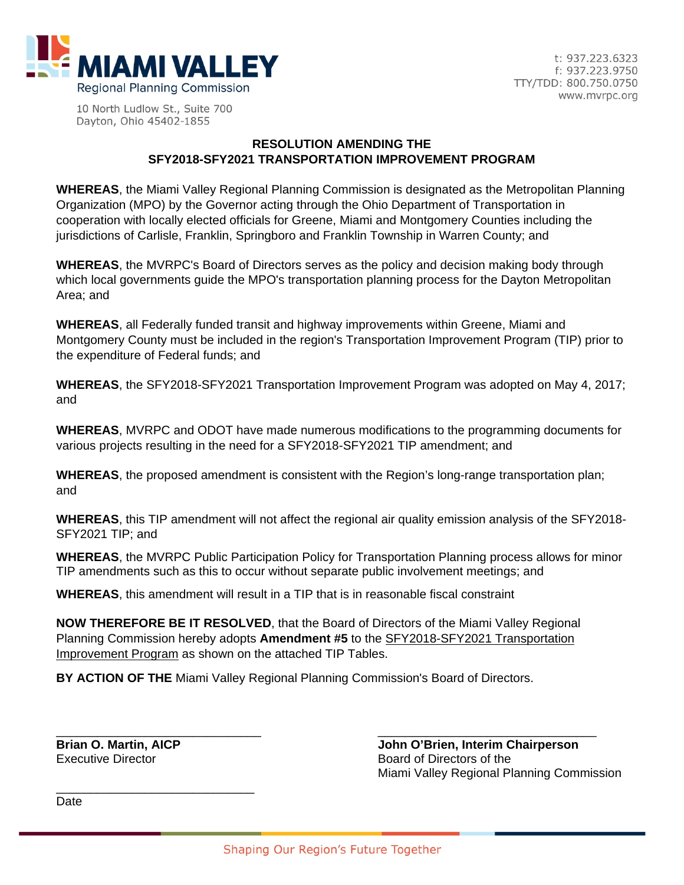**MIAMI VALLEY**
Regional Planning Commission

10 North Ludlow St., Suite 700
Dayton, Ohio 45402-1855

t: 937.223.6323
f: 937.223.9750
TTY/TDD: 800.750.0750
www.mvrpc.org

## RESOLUTION AMENDING THE SFY2018-SFY2021 TRANSPORTATION IMPROVEMENT PROGRAM

**WHEREAS**, the Miami Valley Regional Planning Commission is designated as the Metropolitan Planning Organization (MPO) by the Governor acting through the Ohio Department of Transportation in cooperation with locally elected officials for Greene, Miami and Montgomery Counties including the jurisdictions of Carlisle, Franklin, Springboro and Franklin Township in Warren County; and

**WHEREAS**, the MVRPC's Board of Directors serves as the policy and decision making body through which local governments guide the MPO's transportation planning process for the Dayton Metropolitan Area; and

**WHEREAS**, all Federally funded transit and highway improvements within Greene, Miami and Montgomery County must be included in the region's Transportation Improvement Program (TIP) prior to the expenditure of Federal funds; and

**WHEREAS**, the SFY2018-SFY2021 Transportation Improvement Program was adopted on May 4, 2017; and

**WHEREAS**, MVRPC and ODOT have made numerous modifications to the programming documents for various projects resulting in the need for a SFY2018-SFY2021 TIP amendment; and

**WHEREAS**, the proposed amendment is consistent with the Region's long-range transportation plan; and

**WHEREAS**, this TIP amendment will not affect the regional air quality emission analysis of the SFY2018-SFY2021 TIP; and

**WHEREAS**, the MVRPC Public Participation Policy for Transportation Planning process allows for minor TIP amendments such as this to occur without separate public involvement meetings; and

**WHEREAS**, this amendment will result in a TIP that is in reasonable fiscal constraint

**NOW THEREFORE BE IT RESOLVED**, that the Board of Directors of the Miami Valley Regional Planning Commission hereby adopts **Amendment #5** to the SFY2018-SFY2021 Transportation Improvement Program as shown on the attached TIP Tables.

**BY ACTION OF THE** Miami Valley Regional Planning Commission's Board of Directors.

\_\_\_\_\_\_\_\_\_\_\_\_\_\_\_\_\_\_\_\_\_\_\_\_\_\_\_\_\_\_
**Brian O. Martin, AICP**
Executive Director

\_\_\_\_\_\_\_\_\_\_\_\_\_\_\_\_\_\_\_\_\_\_\_\_\_\_\_\_\_\_
**John O'Brien, Interim Chairperson**
Board of Directors of the
Miami Valley Regional Planning Commission

\_\_\_\_\_\_\_\_\_\_\_\_\_\_\_\_\_\_\_\_\_\_\_\_\_\_\_\_\_\_
Date

Shaping Our Region's Future Together